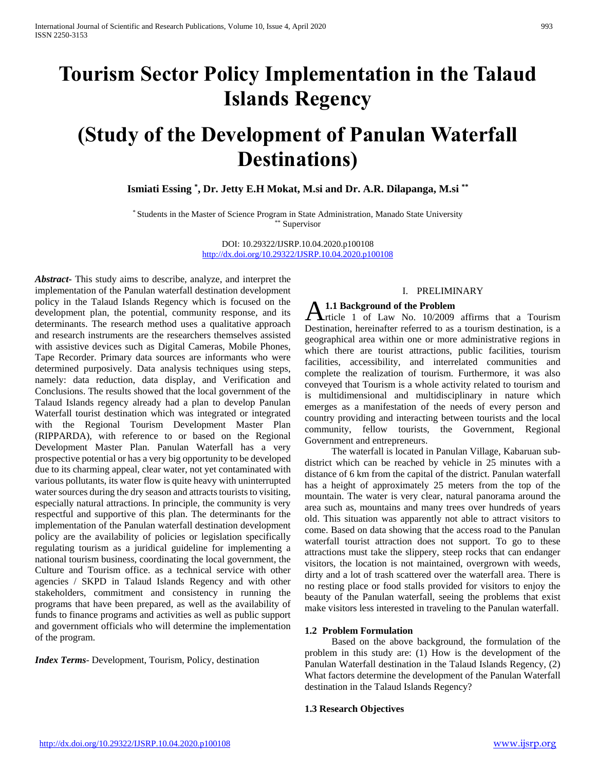# Tourism Sector Policy Implementation in the Talaud Islands Regency

# (Study of the Development of Panulan Waterfall Destinations)

**Ismiati Essing [*], Dr. Jetty E.H Mokat, M.si and Dr. A.R. Dilapanga, M.si [**]**

[*] Students in the Master of Science Program in State Administration, Manado State University
[**] Supervisor

DOI: 10.29322/IJSRP.10.04.2020.p100108
http://dx.doi.org/10.29322/IJSRP.10.04.2020.p100108

***Abstract***- This study aims to describe, analyze, and interpret the implementation of the Panulan waterfall destination development policy in the Talaud Islands Regency which is focused on the development plan, the potential, community response, and its determinants. The research method uses a qualitative approach and research instruments are the researchers themselves assisted with assistive devices such as Digital Cameras, Mobile Phones, Tape Recorder. Primary data sources are informants who were determined purposively. Data analysis techniques using steps, namely: data reduction, data display, and Verification and Conclusions. The results showed that the local government of the Talaud Islands regency already had a plan to develop Panulan Waterfall tourist destination which was integrated or integrated with the Regional Tourism Development Master Plan (RIPPARDA), with reference to or based on the Regional Development Master Plan. Panulan Waterfall has a very prospective potential or has a very big opportunity to be developed due to its charming appeal, clear water, not yet contaminated with various pollutants, its water flow is quite heavy with uninterrupted water sources during the dry season and attracts tourists to visiting, especially natural attractions. In principle, the community is very respectful and supportive of this plan. The determinants for the implementation of the Panulan waterfall destination development policy are the availability of policies or legislation specifically regulating tourism as a juridical guideline for implementing a national tourism business, coordinating the local government, the Culture and Tourism office. as a technical service with other agencies / SKPD in Talaud Islands Regency and with other stakeholders, commitment and consistency in running the programs that have been prepared, as well as the availability of funds to finance programs and activities as well as public support and government officials who will determine the implementation of the program.

***Index Terms***- Development, Tourism, Policy, destination

## I. PRELIMINARY

### 1.1 Background of the Problem

Article 1 of Law No. 10/2009 affirms that a Tourism Destination, hereinafter referred to as a tourism destination, is a geographical area within one or more administrative regions in which there are tourist attractions, public facilities, tourism facilities, accessibility, and interrelated communities and complete the realization of tourism. Furthermore, it was also conveyed that Tourism is a whole activity related to tourism and is multidimensional and multidisciplinary in nature which emerges as a manifestation of the needs of every person and country providing and interacting between tourists and the local community, fellow tourists, the Government, Regional Government and entrepreneurs.

The waterfall is located in Panulan Village, Kabaruan sub-district which can be reached by vehicle in 25 minutes with a distance of 6 km from the capital of the district. Panulan waterfall has a height of approximately 25 meters from the top of the mountain. The water is very clear, natural panorama around the area such as, mountains and many trees over hundreds of years old. This situation was apparently not able to attract visitors to come. Based on data showing that the access road to the Panulan waterfall tourist attraction does not support. To go to these attractions must take the slippery, steep rocks that can endanger visitors, the location is not maintained, overgrown with weeds, dirty and a lot of trash scattered over the waterfall area. There is no resting place or food stalls provided for visitors to enjoy the beauty of the Panulan waterfall, seeing the problems that exist make visitors less interested in traveling to the Panulan waterfall.

### 1.2 Problem Formulation

Based on the above background, the formulation of the problem in this study are: (1) How is the development of the Panulan Waterfall destination in the Talaud Islands Regency, (2) What factors determine the development of the Panulan Waterfall destination in the Talaud Islands Regency?

### 1.3 Research Objectives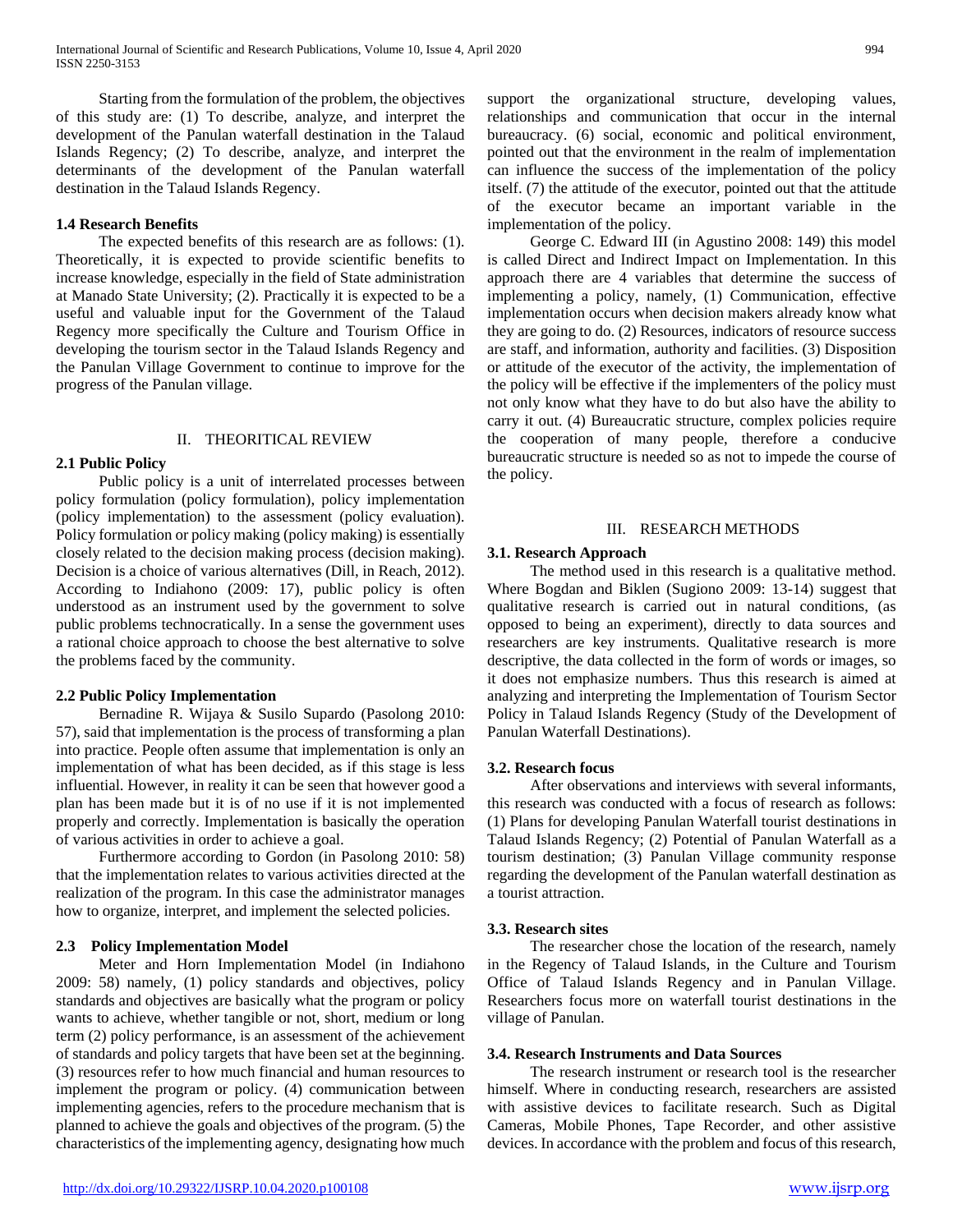Starting from the formulation of the problem, the objectives of this study are: (1) To describe, analyze, and interpret the development of the Panulan waterfall destination in the Talaud Islands Regency; (2) To describe, analyze, and interpret the determinants of the development of the Panulan waterfall destination in the Talaud Islands Regency.

### 1.4 Research Benefits

The expected benefits of this research are as follows: (1). Theoretically, it is expected to provide scientific benefits to increase knowledge, especially in the field of State administration at Manado State University; (2). Practically it is expected to be a useful and valuable input for the Government of the Talaud Regency more specifically the Culture and Tourism Office in developing the tourism sector in the Talaud Islands Regency and the Panulan Village Government to continue to improve for the progress of the Panulan village.

## II. THEORITICAL REVIEW

### 2.1 Public Policy

Public policy is a unit of interrelated processes between policy formulation (policy formulation), policy implementation (policy implementation) to the assessment (policy evaluation). Policy formulation or policy making (policy making) is essentially closely related to the decision making process (decision making). Decision is a choice of various alternatives (Dill, in Reach, 2012). According to Indiahono (2009: 17), public policy is often understood as an instrument used by the government to solve public problems technocratically. In a sense the government uses a rational choice approach to choose the best alternative to solve the problems faced by the community.

### 2.2 Public Policy Implementation

Bernadine R. Wijaya & Susilo Supardo (Pasolong 2010: 57), said that implementation is the process of transforming a plan into practice. People often assume that implementation is only an implementation of what has been decided, as if this stage is less influential. However, in reality it can be seen that however good a plan has been made but it is of no use if it is not implemented properly and correctly. Implementation is basically the operation of various activities in order to achieve a goal.

Furthermore according to Gordon (in Pasolong 2010: 58) that the implementation relates to various activities directed at the realization of the program. In this case the administrator manages how to organize, interpret, and implement the selected policies.

### 2.3 Policy Implementation Model

Meter and Horn Implementation Model (in Indiahono 2009: 58) namely, (1) policy standards and objectives, policy standards and objectives are basically what the program or policy wants to achieve, whether tangible or not, short, medium or long term (2) policy performance, is an assessment of the achievement of standards and policy targets that have been set at the beginning. (3) resources refer to how much financial and human resources to implement the program or policy. (4) communication between implementing agencies, refers to the procedure mechanism that is planned to achieve the goals and objectives of the program. (5) the characteristics of the implementing agency, designating how much support the organizational structure, developing values, relationships and communication that occur in the internal bureaucracy. (6) social, economic and political environment, pointed out that the environment in the realm of implementation can influence the success of the implementation of the policy itself. (7) the attitude of the executor, pointed out that the attitude of the executor became an important variable in the implementation of the policy.

George C. Edward III (in Agustino 2008: 149) this model is called Direct and Indirect Impact on Implementation. In this approach there are 4 variables that determine the success of implementing a policy, namely, (1) Communication, effective implementation occurs when decision makers already know what they are going to do. (2) Resources, indicators of resource success are staff, and information, authority and facilities. (3) Disposition or attitude of the executor of the activity, the implementation of the policy will be effective if the implementers of the policy must not only know what they have to do but also have the ability to carry it out. (4) Bureaucratic structure, complex policies require the cooperation of many people, therefore a conducive bureaucratic structure is needed so as not to impede the course of the policy.

## III. RESEARCH METHODS

### 3.1. Research Approach

The method used in this research is a qualitative method. Where Bogdan and Biklen (Sugiono 2009: 13-14) suggest that qualitative research is carried out in natural conditions, (as opposed to being an experiment), directly to data sources and researchers are key instruments. Qualitative research is more descriptive, the data collected in the form of words or images, so it does not emphasize numbers. Thus this research is aimed at analyzing and interpreting the Implementation of Tourism Sector Policy in Talaud Islands Regency (Study of the Development of Panulan Waterfall Destinations).

### 3.2. Research focus

After observations and interviews with several informants, this research was conducted with a focus of research as follows: (1) Plans for developing Panulan Waterfall tourist destinations in Talaud Islands Regency; (2) Potential of Panulan Waterfall as a tourism destination; (3) Panulan Village community response regarding the development of the Panulan waterfall destination as a tourist attraction.

### 3.3. Research sites

The researcher chose the location of the research, namely in the Regency of Talaud Islands, in the Culture and Tourism Office of Talaud Islands Regency and in Panulan Village. Researchers focus more on waterfall tourist destinations in the village of Panulan.

### 3.4. Research Instruments and Data Sources

The research instrument or research tool is the researcher himself. Where in conducting research, researchers are assisted with assistive devices to facilitate research. Such as Digital Cameras, Mobile Phones, Tape Recorder, and other assistive devices. In accordance with the problem and focus of this research,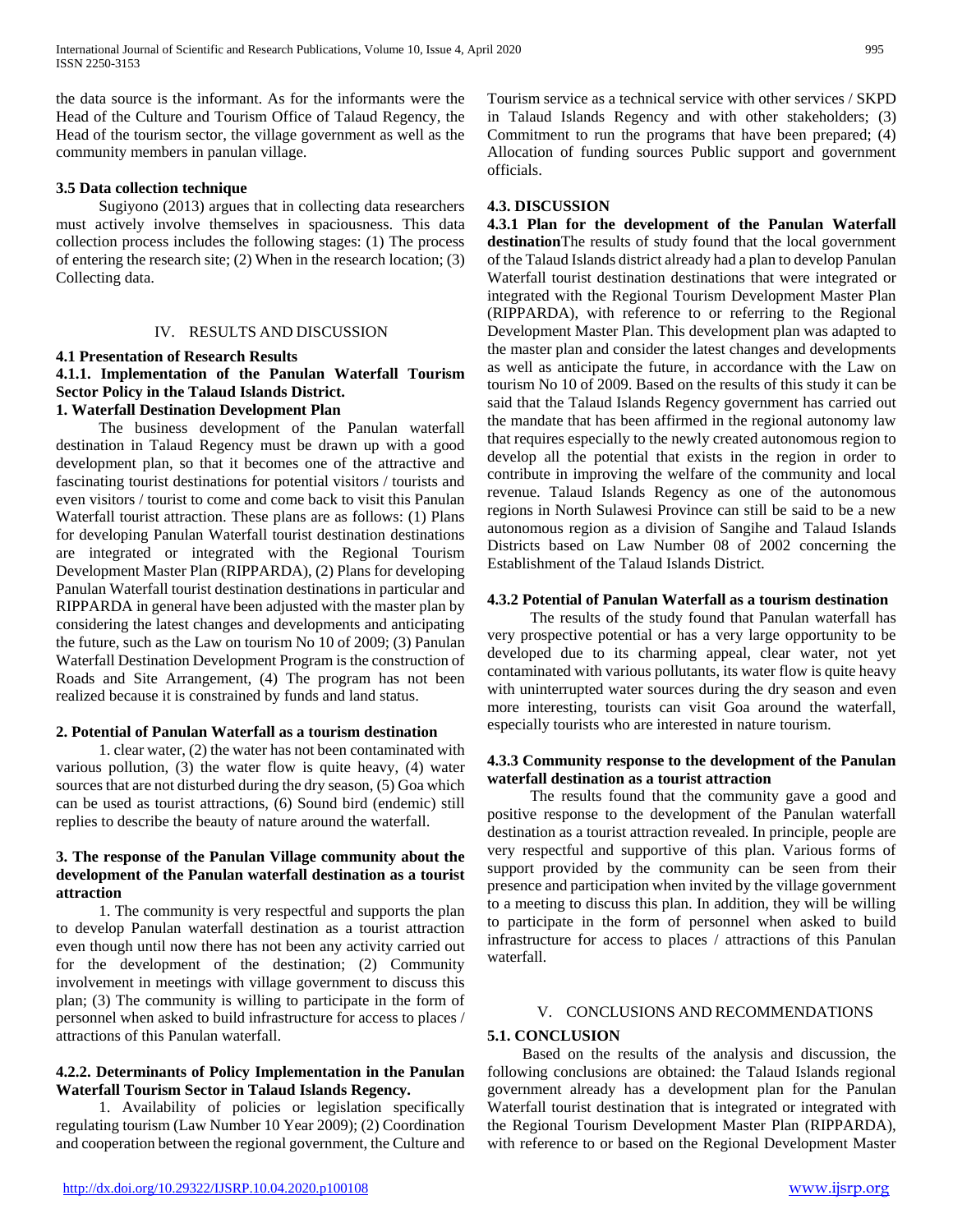the data source is the informant. As for the informants were the Head of the Culture and Tourism Office of Talaud Regency, the Head of the tourism sector, the village government as well as the community members in panulan village.

### 3.5 Data collection technique

Sugiyono (2013) argues that in collecting data researchers must actively involve themselves in spaciousness. This data collection process includes the following stages: (1) The process of entering the research site; (2) When in the research location; (3) Collecting data.

## IV. RESULTS AND DISCUSSION

### 4.1 Presentation of Research Results

### 4.1.1. Implementation of the Panulan Waterfall Tourism Sector Policy in the Talaud Islands District.

**1. Waterfall Destination Development Plan**

The business development of the Panulan waterfall destination in Talaud Regency must be drawn up with a good development plan, so that it becomes one of the attractive and fascinating tourist destinations for potential visitors / tourists and even visitors / tourist to come and come back to visit this Panulan Waterfall tourist attraction. These plans are as follows: (1) Plans for developing Panulan Waterfall tourist destination destinations are integrated or integrated with the Regional Tourism Development Master Plan (RIPPARDA), (2) Plans for developing Panulan Waterfall tourist destination destinations in particular and RIPPARDA in general have been adjusted with the master plan by considering the latest changes and developments and anticipating the future, such as the Law on tourism No 10 of 2009; (3) Panulan Waterfall Destination Development Program is the construction of Roads and Site Arrangement, (4) The program has not been realized because it is constrained by funds and land status.

**2. Potential of Panulan Waterfall as a tourism destination**

1. clear water, (2) the water has not been contaminated with various pollution, (3) the water flow is quite heavy, (4) water sources that are not disturbed during the dry season, (5) Goa which can be used as tourist attractions, (6) Sound bird (endemic) still replies to describe the beauty of nature around the waterfall.

**3. The response of the Panulan Village community about the development of the Panulan waterfall destination as a tourist attraction**

1. The community is very respectful and supports the plan to develop Panulan waterfall destination as a tourist attraction even though until now there has not been any activity carried out for the development of the destination; (2) Community involvement in meetings with village government to discuss this plan; (3) The community is willing to participate in the form of personnel when asked to build infrastructure for access to places / attractions of this Panulan waterfall.

### 4.2.2. Determinants of Policy Implementation in the Panulan Waterfall Tourism Sector in Talaud Islands Regency.

1. Availability of policies or legislation specifically regulating tourism (Law Number 10 Year 2009); (2) Coordination and cooperation between the regional government, the Culture and Tourism service as a technical service with other services / SKPD in Talaud Islands Regency and with other stakeholders; (3) Commitment to run the programs that have been prepared; (4) Allocation of funding sources Public support and government officials.

### 4.3. DISCUSSION

**4.3.1 Plan for the development of the Panulan Waterfall destination**The results of study found that the local government of the Talaud Islands district already had a plan to develop Panulan Waterfall tourist destination destinations that were integrated or integrated with the Regional Tourism Development Master Plan (RIPPARDA), with reference to or referring to the Regional Development Master Plan. This development plan was adapted to the master plan and consider the latest changes and developments as well as anticipate the future, in accordance with the Law on tourism No 10 of 2009. Based on the results of this study it can be said that the Talaud Islands Regency government has carried out the mandate that has been affirmed in the regional autonomy law that requires especially to the newly created autonomous region to develop all the potential that exists in the region in order to contribute in improving the welfare of the community and local revenue. Talaud Islands Regency as one of the autonomous regions in North Sulawesi Province can still be said to be a new autonomous region as a division of Sangihe and Talaud Islands Districts based on Law Number 08 of 2002 concerning the Establishment of the Talaud Islands District.

### 4.3.2 Potential of Panulan Waterfall as a tourism destination

The results of the study found that Panulan waterfall has very prospective potential or has a very large opportunity to be developed due to its charming appeal, clear water, not yet contaminated with various pollutants, its water flow is quite heavy with uninterrupted water sources during the dry season and even more interesting, tourists can visit Goa around the waterfall, especially tourists who are interested in nature tourism.

### 4.3.3 Community response to the development of the Panulan waterfall destination as a tourist attraction

The results found that the community gave a good and positive response to the development of the Panulan waterfall destination as a tourist attraction revealed. In principle, people are very respectful and supportive of this plan. Various forms of support provided by the community can be seen from their presence and participation when invited by the village government to a meeting to discuss this plan. In addition, they will be willing to participate in the form of personnel when asked to build infrastructure for access to places / attractions of this Panulan waterfall.

## V. CONCLUSIONS AND RECOMMENDATIONS

### 5.1. CONCLUSION

Based on the results of the analysis and discussion, the following conclusions are obtained: the Talaud Islands regional government already has a development plan for the Panulan Waterfall tourist destination that is integrated or integrated with the Regional Tourism Development Master Plan (RIPPARDA), with reference to or based on the Regional Development Master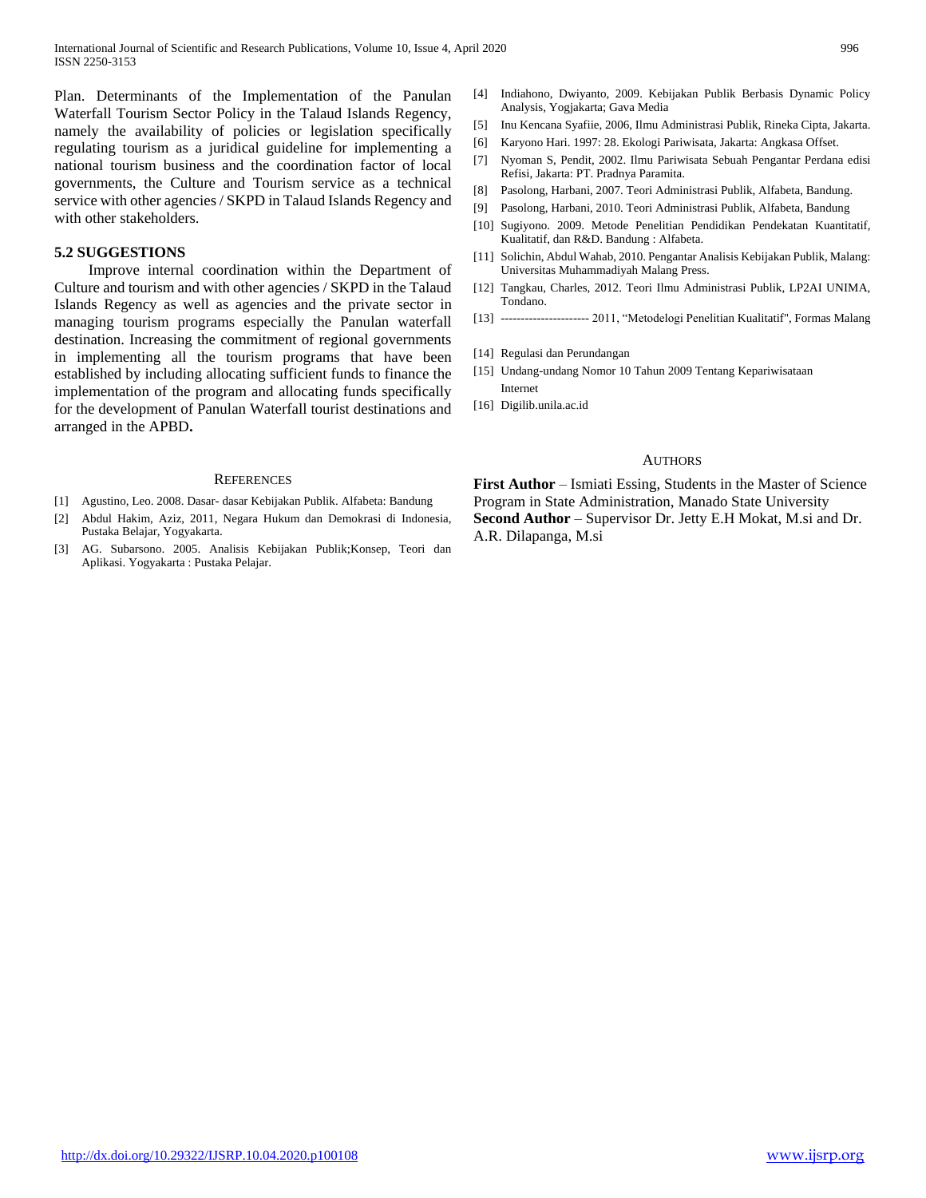Plan. Determinants of the Implementation of the Panulan Waterfall Tourism Sector Policy in the Talaud Islands Regency, namely the availability of policies or legislation specifically regulating tourism as a juridical guideline for implementing a national tourism business and the coordination factor of local governments, the Culture and Tourism service as a technical service with other agencies / SKPD in Talaud Islands Regency and with other stakeholders.

### 5.2 SUGGESTIONS

Improve internal coordination within the Department of Culture and tourism and with other agencies / SKPD in the Talaud Islands Regency as well as agencies and the private sector in managing tourism programs especially the Panulan waterfall destination. Increasing the commitment of regional governments in implementing all the tourism programs that have been established by including allocating sufficient funds to finance the implementation of the program and allocating funds specifically for the development of Panulan Waterfall tourist destinations and arranged in the APBD**.**

## REFERENCES

[1] Agustino, Leo. 2008. Dasar- dasar Kebijakan Publik. Alfabeta: Bandung

[2] Abdul Hakim, Aziz, 2011, Negara Hukum dan Demokrasi di Indonesia, Pustaka Belajar, Yogyakarta.

[3] AG. Subarsono. 2005. Analisis Kebijakan Publik;Konsep, Teori dan Aplikasi. Yogyakarta : Pustaka Pelajar.

[4] Indiahono, Dwiyanto, 2009. Kebijakan Publik Berbasis Dynamic Policy Analysis, Yogjakarta; Gava Media

[5] Inu Kencana Syafiie, 2006, Ilmu Administrasi Publik, Rineka Cipta, Jakarta.

[6] Karyono Hari. 1997: 28. Ekologi Pariwisata, Jakarta: Angkasa Offset.

[7] Nyoman S, Pendit, 2002. Ilmu Pariwisata Sebuah Pengantar Perdana edisi Refisi, Jakarta: PT. Pradnya Paramita.

[8] Pasolong, Harbani, 2007. Teori Administrasi Publik, Alfabeta, Bandung.

[9] Pasolong, Harbani, 2010. Teori Administrasi Publik, Alfabeta, Bandung

[10] Sugiyono. 2009. Metode Penelitian Pendidikan Pendekatan Kuantitatif, Kualitatif, dan R&D. Bandung : Alfabeta.

[11] Solichin, Abdul Wahab, 2010. Pengantar Analisis Kebijakan Publik, Malang: Universitas Muhammadiyah Malang Press.

[12] Tangkau, Charles, 2012. Teori Ilmu Administrasi Publik, LP2AI UNIMA, Tondano.

[13] --------------------- 2011, "Metodelogi Penelitian Kualitatif", Formas Malang

[14] Regulasi dan Perundangan

[15] Undang-undang Nomor 10 Tahun 2009 Tentang Kepariwisataan Internet

[16] Digilib.unila.ac.id

## AUTHORS

**First Author** – Ismiati Essing, Students in the Master of Science Program in State Administration, Manado State University

**Second Author** – Supervisor Dr. Jetty E.H Mokat, M.si and Dr. A.R. Dilapanga, M.si